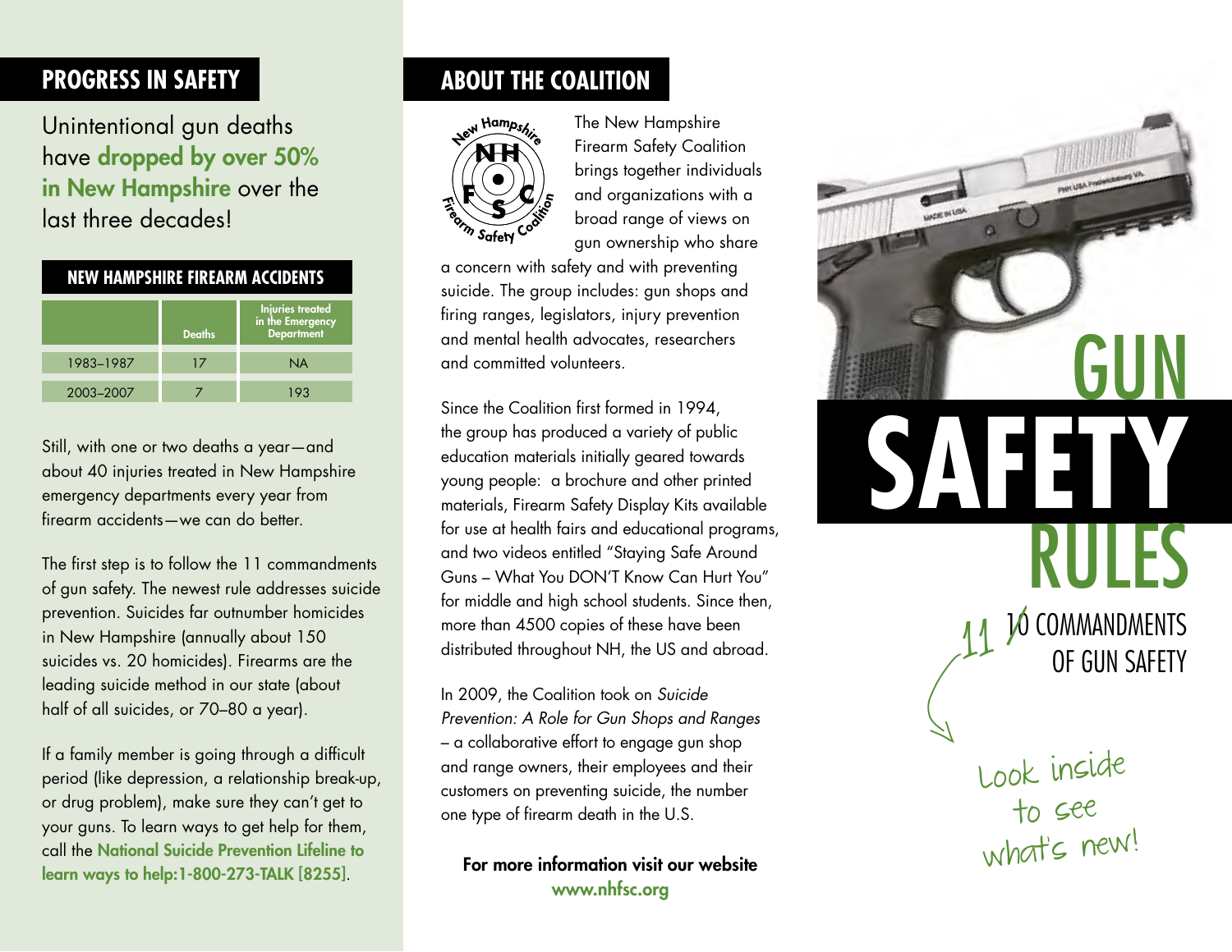## PROGRESS IN SAFETY

Unintentional gun deaths have **dropped by over 50% in New Hampshire** over the last three decades!

### NEW HAMPSHIRE FIREARM ACCIDENTS

| | Deaths | Injuries treated in the Emergency Department |
|---|---|---|
| 1983–1987 | 17 | NA |
| 2003–2007 | 7 | 193 |

Still, with one or two deaths a year—and about 40 injuries treated in New Hampshire emergency departments every year from firearm accidents—we can do better.

The first step is to follow the 11 commandments of gun safety. The newest rule addresses suicide prevention. Suicides far outnumber homicides in New Hampshire (annually about 150 suicides vs. 20 homicides). Firearms are the leading suicide method in our state (about half of all suicides, or 70–80 a year).

If a family member is going through a difficult period (like depression, a relationship break-up, or drug problem), make sure they can't get to your guns. To learn ways to get help for them, call the **National Suicide Prevention Lifeline to learn ways to help:1-800-273-TALK [8255]**.

## ABOUT THE COALITION

New Hampshire Firearm Safety Coalition — NHFSC

The New Hampshire Firearm Safety Coalition brings together individuals and organizations with a broad range of views on gun ownership who share a concern with safety and with preventing suicide. The group includes: gun shops and firing ranges, legislators, injury prevention and mental health advocates, researchers and committed volunteers.

Since the Coalition first formed in 1994, the group has produced a variety of public education materials initially geared towards young people: a brochure and other printed materials, Firearm Safety Display Kits available for use at health fairs and educational programs, and two videos entitled "Staying Safe Around Guns – What You DON'T Know Can Hurt You" for middle and high school students. Since then, more than 4500 copies of these have been distributed throughout NH, the US and abroad.

In 2009, the Coalition took on *Suicide Prevention: A Role for Gun Shops and Ranges* – a collaborative effort to engage gun shop and range owners, their employees and their customers on preventing suicide, the number one type of firearm death in the U.S.

**For more information visit our website www.nhfsc.org**

# GUN SAFETY RULES

~~10~~ 11 COMMANDMENTS OF GUN SAFETY

Look inside to see what's new!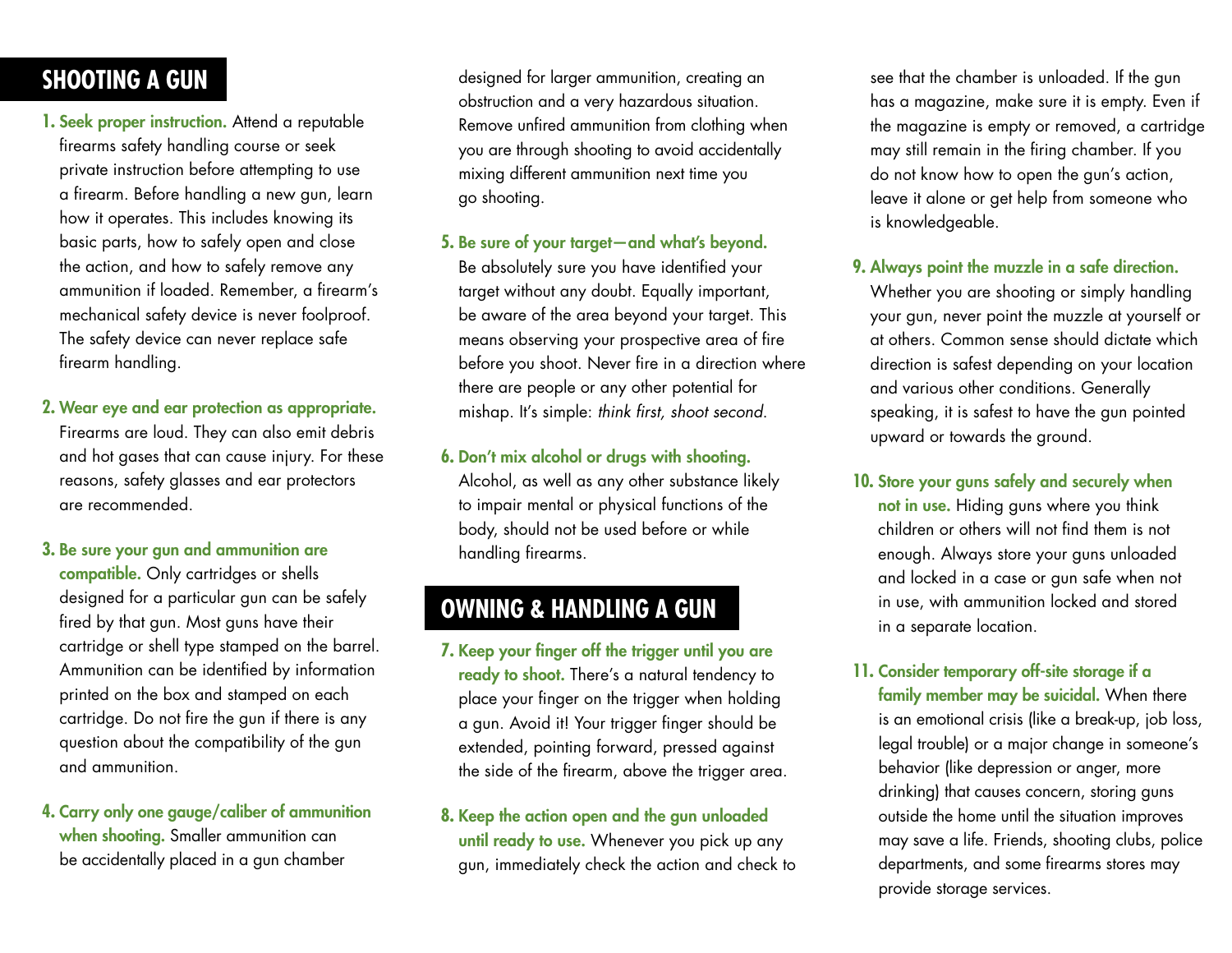## SHOOTING A GUN

1. **Seek proper instruction.** Attend a reputable firearms safety handling course or seek private instruction before attempting to use a firearm. Before handling a new gun, learn how it operates. This includes knowing its basic parts, how to safely open and close the action, and how to safely remove any ammunition if loaded. Remember, a firearm's mechanical safety device is never foolproof. The safety device can never replace safe firearm handling.

2. **Wear eye and ear protection as appropriate.** Firearms are loud. They can also emit debris and hot gases that can cause injury. For these reasons, safety glasses and ear protectors are recommended.

3. **Be sure your gun and ammunition are compatible.** Only cartridges or shells designed for a particular gun can be safely fired by that gun. Most guns have their cartridge or shell type stamped on the barrel. Ammunition can be identified by information printed on the box and stamped on each cartridge. Do not fire the gun if there is any question about the compatibility of the gun and ammunition.

4. **Carry only one gauge/caliber of ammunition when shooting.** Smaller ammunition can be accidentally placed in a gun chamber designed for larger ammunition, creating an obstruction and a very hazardous situation. Remove unfired ammunition from clothing when you are through shooting to avoid accidentally mixing different ammunition next time you go shooting.

5. **Be sure of your target—and what's beyond.** Be absolutely sure you have identified your target without any doubt. Equally important, be aware of the area beyond your target. This means observing your prospective area of fire before you shoot. Never fire in a direction where there are people or any other potential for mishap. It's simple: *think first, shoot second.*

6. **Don't mix alcohol or drugs with shooting.** Alcohol, as well as any other substance likely to impair mental or physical functions of the body, should not be used before or while handling firearms.

## OWNING & HANDLING A GUN

7. **Keep your finger off the trigger until you are ready to shoot.** There's a natural tendency to place your finger on the trigger when holding a gun. Avoid it! Your trigger finger should be extended, pointing forward, pressed against the side of the firearm, above the trigger area.

8. **Keep the action open and the gun unloaded until ready to use.** Whenever you pick up any gun, immediately check the action and check to see that the chamber is unloaded. If the gun has a magazine, make sure it is empty. Even if the magazine is empty or removed, a cartridge may still remain in the firing chamber. If you do not know how to open the gun's action, leave it alone or get help from someone who is knowledgeable.

9. **Always point the muzzle in a safe direction.** Whether you are shooting or simply handling your gun, never point the muzzle at yourself or at others. Common sense should dictate which direction is safest depending on your location and various other conditions. Generally speaking, it is safest to have the gun pointed upward or towards the ground.

10. **Store your guns safely and securely when not in use.** Hiding guns where you think children or others will not find them is not enough. Always store your guns unloaded and locked in a case or gun safe when not in use, with ammunition locked and stored in a separate location.

11. **Consider temporary off-site storage if a family member may be suicidal.** When there is an emotional crisis (like a break-up, job loss, legal trouble) or a major change in someone's behavior (like depression or anger, more drinking) that causes concern, storing guns outside the home until the situation improves may save a life. Friends, shooting clubs, police departments, and some firearms stores may provide storage services.